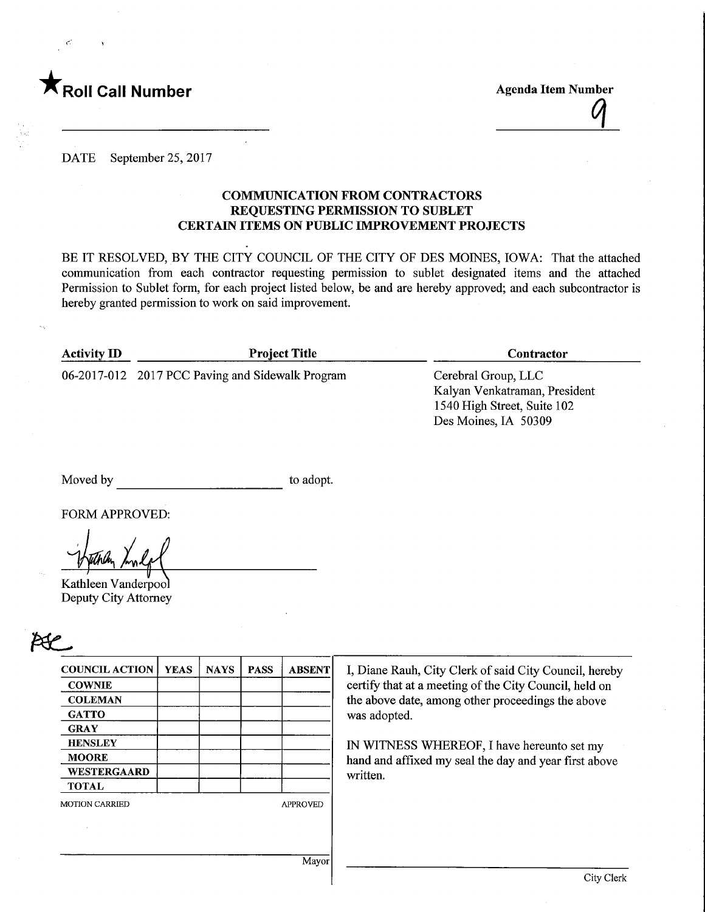★ **Roll Call Number** **Agenda Item Number**

9

DATE September 25, 2017

### COMMUNICATION FROM CONTRACTORS REQUESTING PERMISSION TO SUBLET CERTAIN ITEMS ON PUBLIC IMPROVEMENT PROJECTS

BE IT RESOLVED, BY THE CITY COUNCIL OF THE CITY OF DES MOINES, IOWA: That the attached communication from each contractor requesting permission to sublet designated items and the attached Permission to Sublet form, for each project listed below, be and are hereby approved; and each subcontractor is hereby granted permission to work on said improvement.

| Activity ID | Project Title | Contractor |
|---|---|---|
| 06-2017-012 | 2017 PCC Paving and Sidewalk Program | Cerebral Group, LLC<br>Kalyan Venkatraman, President<br>1540 High Street, Suite 102<br>Des Moines, IA 50309 |

Moved by ______________________ to adopt.

FORM APPROVED:

Kathleen Vanderpool
Deputy City Attorney

| COUNCIL ACTION | YEAS | NAYS | PASS | ABSENT |
|---|---|---|---|---|
| COWNIE | | | | |
| COLEMAN | | | | |
| GATTO | | | | |
| GRAY | | | | |
| HENSLEY | | | | |
| MOORE | | | | |
| WESTERGAARD | | | | |
| TOTAL | | | | |

MOTION CARRIED APPROVED

______________________ Mayor

I, Diane Rauh, City Clerk of said City Council, hereby certify that at a meeting of the City Council, held on the above date, among other proceedings the above was adopted.

IN WITNESS WHEREOF, I have hereunto set my hand and affixed my seal the day and year first above written.

______________________ City Clerk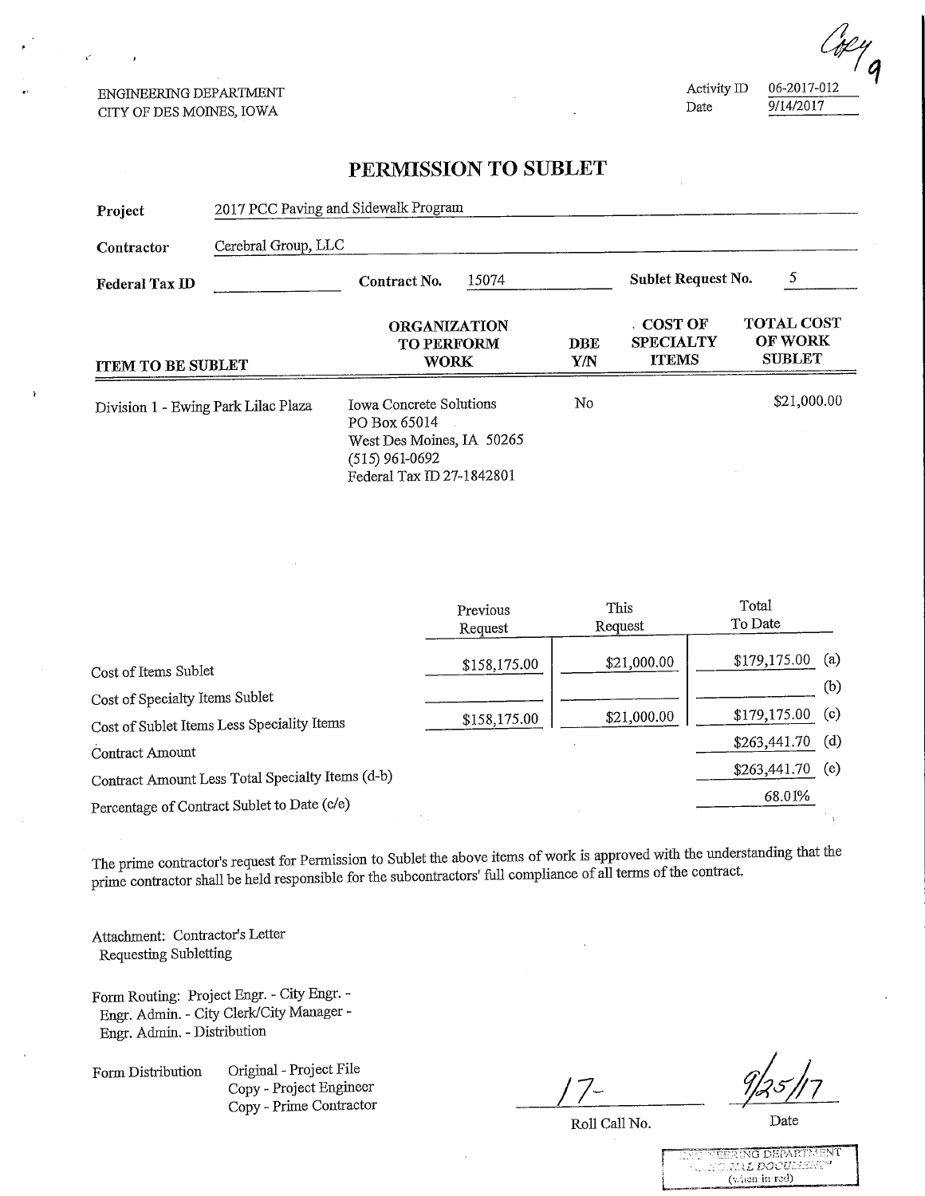Copy 9

ENGINEERING DEPARTMENT
CITY OF DES MOINES, IOWA

Activity ID 06-2017-012
Date 9/14/2017

# PERMISSION TO SUBLET

**Project** 2017 PCC Paving and Sidewalk Program

**Contractor** Cerebral Group, LLC

**Federal Tax ID** ______ **Contract No.** 15074 **Sublet Request No.** 5

| ITEM TO BE SUBLET | ORGANIZATION TO PERFORM WORK | DBE Y/N | COST OF SPECIALTY ITEMS | TOTAL COST OF WORK SUBLET |
|---|---|---|---|---|
| Division 1 - Ewing Park Lilac Plaza | Iowa Concrete Solutions<br>PO Box 65014<br>West Des Moines, IA 50265<br>(515) 961-0692<br>Federal Tax ID 27-1842801 | No | | $21,000.00 |

| | Previous Request | This Request | Total To Date | |
|---|---|---|---|---|
| Cost of Items Sublet | $158,175.00 | $21,000.00 | $179,175.00 | (a) |
| Cost of Specialty Items Sublet | | | | (b) |
| Cost of Sublet Items Less Speciality Items | $158,175.00 | $21,000.00 | $179,175.00 | (c) |
| Contract Amount | | | $263,441.70 | (d) |
| Contract Amount Less Total Specialty Items (d-b) | | | $263,441.70 | (e) |
| Percentage of Contract Sublet to Date (c/e) | | | 68.01% | |

The prime contractor's request for Permission to Sublet the above items of work is approved with the understanding that the prime contractor shall be held responsible for the subcontractors' full compliance of all terms of the contract.

Attachment: Contractor's Letter Requesting Subletting

Form Routing: Project Engr. - City Engr. - Engr. Admin. - City Clerk/City Manager - Engr. Admin. - Distribution

Form Distribution
Original - Project File
Copy - Project Engineer
Copy - Prime Contractor

17- 
Roll Call No.

9/25/17
Date

ENGINEERING DEPARTMENT ORIGINAL DOCUMENT (when in red)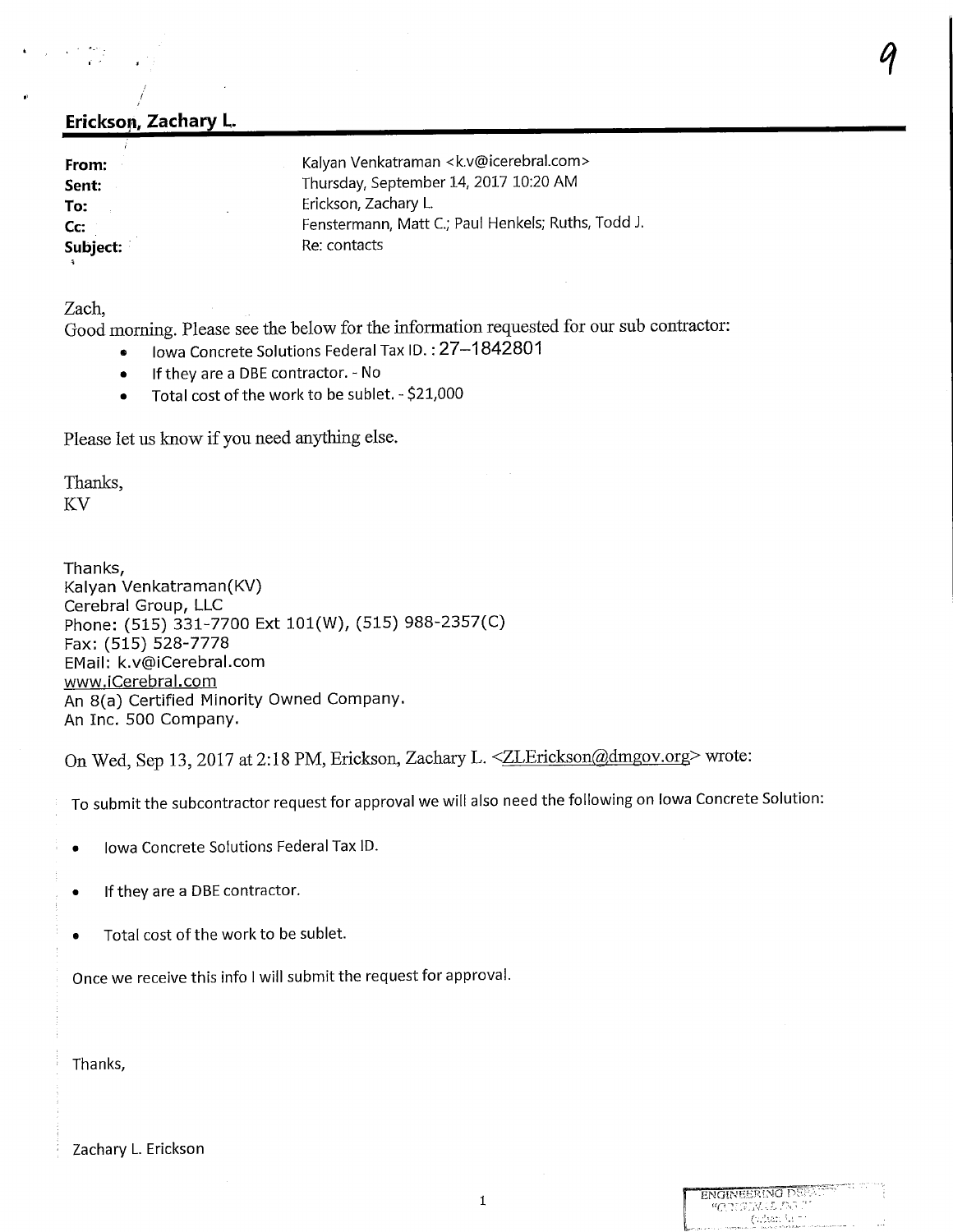9

## Erickson, Zachary L.

**From:** Kalyan Venkatraman <k.v@icerebral.com>
**Sent:** Thursday, September 14, 2017 10:20 AM
**To:** Erickson, Zachary L.
**Cc:** Fenstermann, Matt C.; Paul Henkels; Ruths, Todd J.
**Subject:** Re: contacts

Zach,

Good morning. Please see the below for the information requested for our sub contractor:

- Iowa Concrete Solutions Federal Tax ID. : 27-1842801
- If they are a DBE contractor. - No
- Total cost of the work to be sublet. - $21,000

Please let us know if you need anything else.

Thanks,
KV

Thanks,
Kalyan Venkatraman(KV)
Cerebral Group, LLC
Phone: (515) 331-7700 Ext 101(W), (515) 988-2357(C)
Fax: (515) 528-7778
EMail: k.v@iCerebral.com
www.iCerebral.com
An 8(a) Certified Minority Owned Company.
An Inc. 500 Company.

On Wed, Sep 13, 2017 at 2:18 PM, Erickson, Zachary L. <ZLErickson@dmgov.org> wrote:

To submit the subcontractor request for approval we will also need the following on Iowa Concrete Solution:

- Iowa Concrete Solutions Federal Tax ID.
- If they are a DBE contractor.
- Total cost of the work to be sublet.

Once we receive this info I will submit the request for approval.

Thanks,

Zachary L. Erickson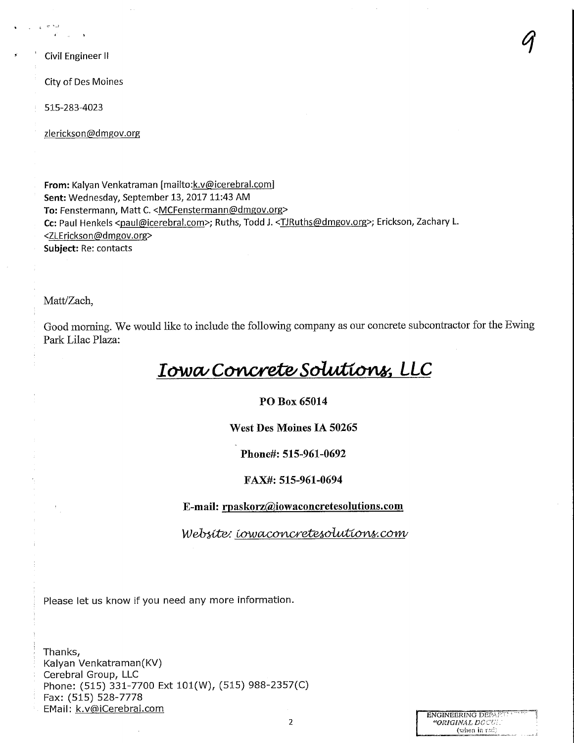Civil Engineer II

City of Des Moines

515-283-4023

zlerickson@dmgov.org

**From:** Kalyan Venkatraman [mailto:k.v@icerebral.com]
**Sent:** Wednesday, September 13, 2017 11:43 AM
**To:** Fenstermann, Matt C. <MCFenstermann@dmgov.org>
**Cc:** Paul Henkels <paul@icerebral.com>; Ruths, Todd J. <TJRuths@dmgov.org>; Erickson, Zachary L. <ZLErickson@dmgov.org>
**Subject:** Re: contacts

Matt/Zach,

Good morning. We would like to include the following company as our concrete subcontractor for the Ewing Park Lilac Plaza:

## Iowa Concrete Solutions, LLC

**PO Box 65014**

**West Des Moines IA 50265**

**Phone#: 515-961-0692**

**FAX#: 515-961-0694**

**E-mail: rpaskorz@iowaconcretesolutions.com**

*Website: iowaconcretesolutions.com*

Please let us know if you need any more information.

Thanks,
Kalyan Venkatraman(KV)
Cerebral Group, LLC
Phone: (515) 331-7700 Ext 101(W), (515) 988-2357(C)
Fax: (515) 528-7778
EMail: k.v@iCerebral.com